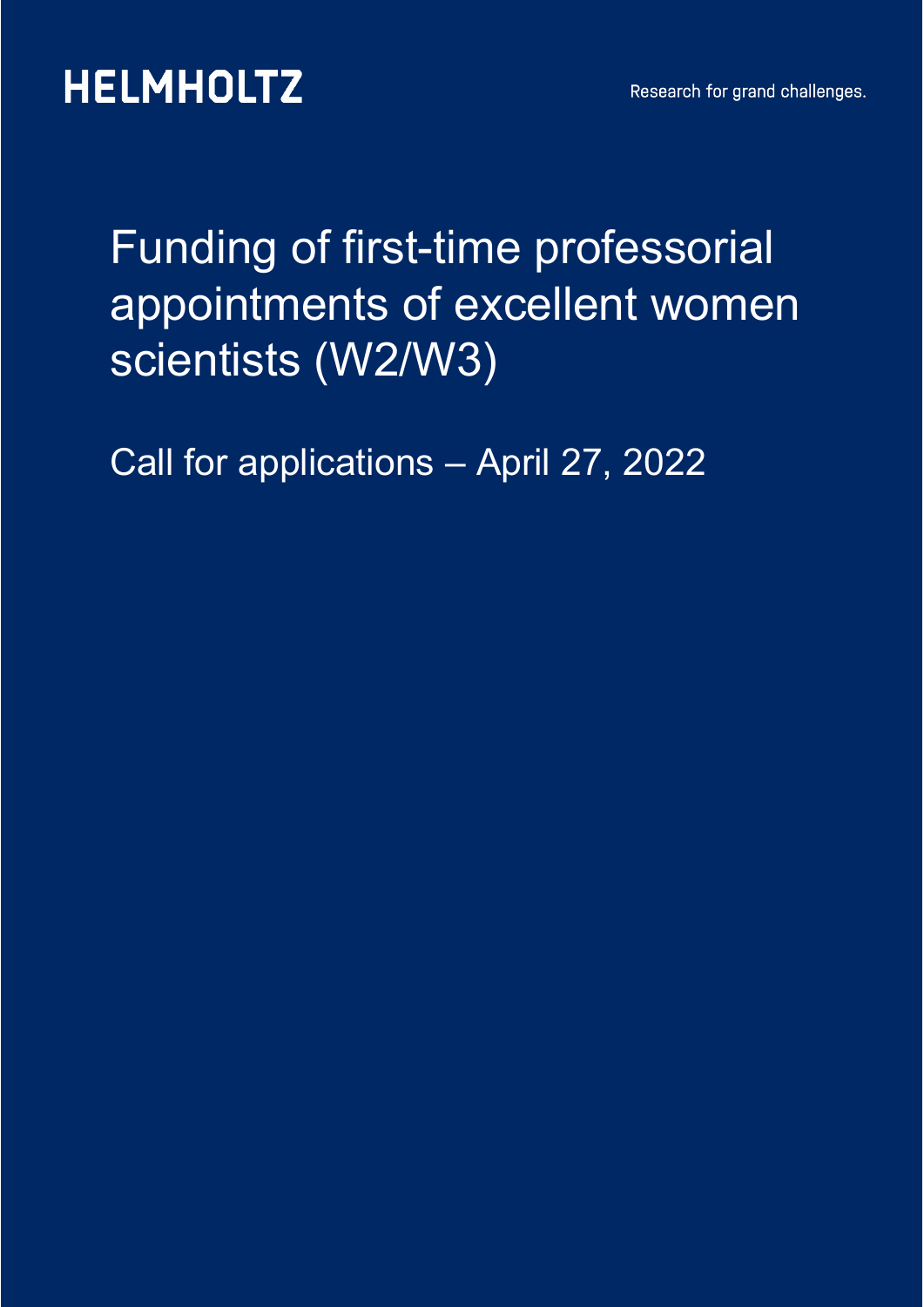HELMHOLTZ

Research for grand challenges.

# Funding of first-time professorial appointments of excellent women scientists (W2/W3)

## Call for applications – April 27, 2022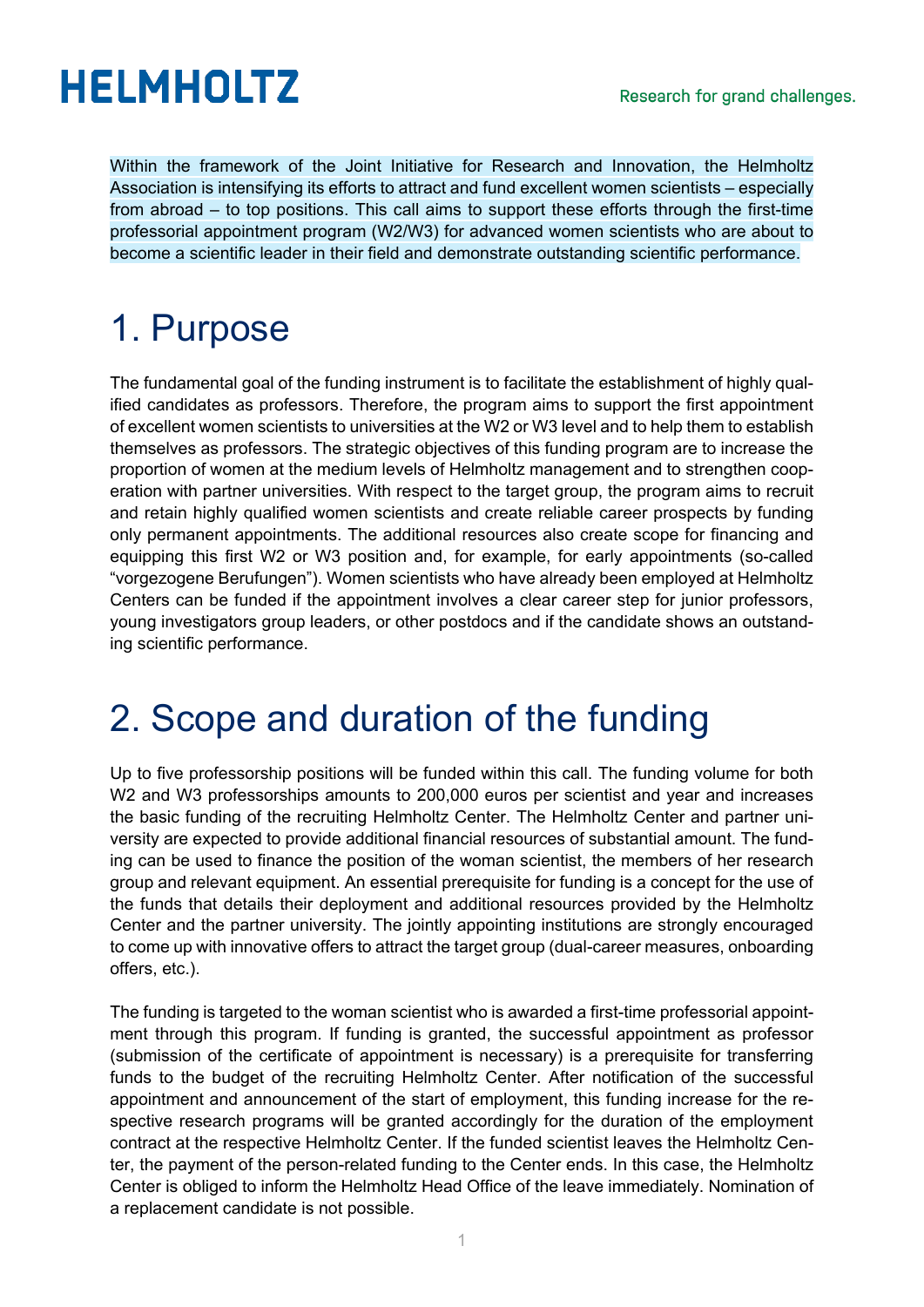Within the framework of the Joint Initiative for Research and Innovation, the Helmholtz Association is intensifying its efforts to attract and fund excellent women scientists – especially from abroad – to top positions. This call aims to support these efforts through the first-time professorial appointment program (W2/W3) for advanced women scientists who are about to become a scientific leader in their field and demonstrate outstanding scientific performance.

# 1. Purpose

The fundamental goal of the funding instrument is to facilitate the establishment of highly qualified candidates as professors. Therefore, the program aims to support the first appointment of excellent women scientists to universities at the W2 or W3 level and to help them to establish themselves as professors. The strategic objectives of this funding program are to increase the proportion of women at the medium levels of Helmholtz management and to strengthen cooperation with partner universities. With respect to the target group, the program aims to recruit and retain highly qualified women scientists and create reliable career prospects by funding only permanent appointments. The additional resources also create scope for financing and equipping this first W2 or W3 position and, for example, for early appointments (so-called "vorgezogene Berufungen"). Women scientists who have already been employed at Helmholtz Centers can be funded if the appointment involves a clear career step for junior professors, young investigators group leaders, or other postdocs and if the candidate shows an outstanding scientific performance.

# 2. Scope and duration of the funding

Up to five professorship positions will be funded within this call. The funding volume for both W2 and W3 professorships amounts to 200,000 euros per scientist and year and increases the basic funding of the recruiting Helmholtz Center. The Helmholtz Center and partner university are expected to provide additional financial resources of substantial amount. The funding can be used to finance the position of the woman scientist, the members of her research group and relevant equipment. An essential prerequisite for funding is a concept for the use of the funds that details their deployment and additional resources provided by the Helmholtz Center and the partner university. The jointly appointing institutions are strongly encouraged to come up with innovative offers to attract the target group (dual-career measures, onboarding offers, etc.).

The funding is targeted to the woman scientist who is awarded a first-time professorial appointment through this program. If funding is granted, the successful appointment as professor (submission of the certificate of appointment is necessary) is a prerequisite for transferring funds to the budget of the recruiting Helmholtz Center. After notification of the successful appointment and announcement of the start of employment, this funding increase for the respective research programs will be granted accordingly for the duration of the employment contract at the respective Helmholtz Center. If the funded scientist leaves the Helmholtz Center, the payment of the person-related funding to the Center ends. In this case, the Helmholtz Center is obliged to inform the Helmholtz Head Office of the leave immediately. Nomination of a replacement candidate is not possible.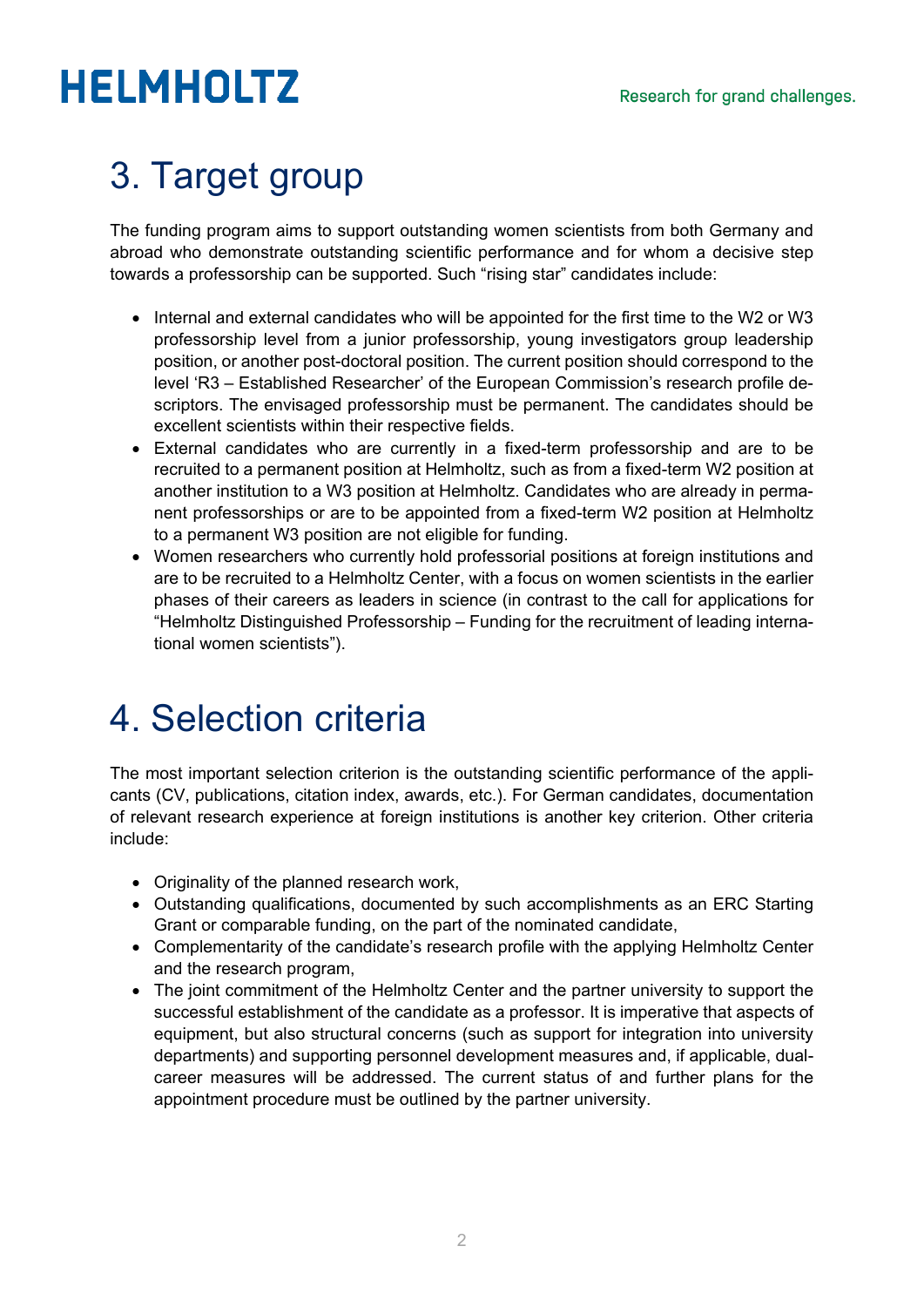# 3. Target group

The funding program aims to support outstanding women scientists from both Germany and abroad who demonstrate outstanding scientific performance and for whom a decisive step towards a professorship can be supported. Such "rising star" candidates include:

- Internal and external candidates who will be appointed for the first time to the W2 or W3 professorship level from a junior professorship, young investigators group leadership position, or another post-doctoral position. The current position should correspond to the level 'R3 – Established Researcher' of the European Commission's research profile descriptors. The envisaged professorship must be permanent. The candidates should be excellent scientists within their respective fields.
- External candidates who are currently in a fixed-term professorship and are to be recruited to a permanent position at Helmholtz, such as from a fixed-term W2 position at another institution to a W3 position at Helmholtz. Candidates who are already in permanent professorships or are to be appointed from a fixed-term W2 position at Helmholtz to a permanent W3 position are not eligible for funding.
- Women researchers who currently hold professorial positions at foreign institutions and are to be recruited to a Helmholtz Center, with a focus on women scientists in the earlier phases of their careers as leaders in science (in contrast to the call for applications for "Helmholtz Distinguished Professorship – Funding for the recruitment of leading international women scientists").

# 4. Selection criteria

The most important selection criterion is the outstanding scientific performance of the applicants (CV, publications, citation index, awards, etc.). For German candidates, documentation of relevant research experience at foreign institutions is another key criterion. Other criteria include:

- Originality of the planned research work,
- Outstanding qualifications, documented by such accomplishments as an ERC Starting Grant or comparable funding, on the part of the nominated candidate,
- Complementarity of the candidate's research profile with the applying Helmholtz Center and the research program,
- The joint commitment of the Helmholtz Center and the partner university to support the successful establishment of the candidate as a professor. It is imperative that aspects of equipment, but also structural concerns (such as support for integration into university departments) and supporting personnel development measures and, if applicable, dual-career measures will be addressed. The current status of and further plans for the appointment procedure must be outlined by the partner university.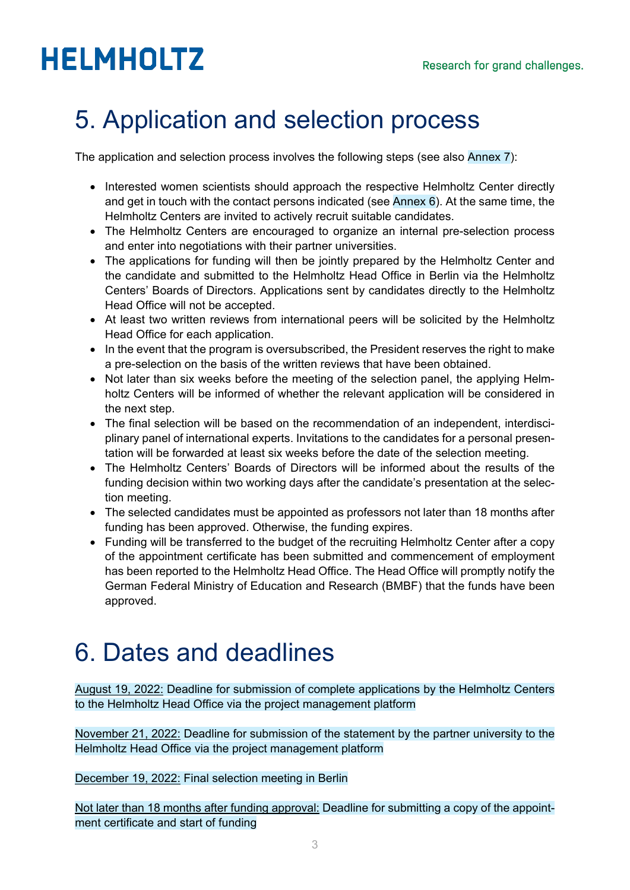# 5. Application and selection process

The application and selection process involves the following steps (see also Annex 7):

- Interested women scientists should approach the respective Helmholtz Center directly and get in touch with the contact persons indicated (see Annex 6). At the same time, the Helmholtz Centers are invited to actively recruit suitable candidates.
- The Helmholtz Centers are encouraged to organize an internal pre-selection process and enter into negotiations with their partner universities.
- The applications for funding will then be jointly prepared by the Helmholtz Center and the candidate and submitted to the Helmholtz Head Office in Berlin via the Helmholtz Centers' Boards of Directors. Applications sent by candidates directly to the Helmholtz Head Office will not be accepted.
- At least two written reviews from international peers will be solicited by the Helmholtz Head Office for each application.
- In the event that the program is oversubscribed, the President reserves the right to make a pre-selection on the basis of the written reviews that have been obtained.
- Not later than six weeks before the meeting of the selection panel, the applying Helmholtz Centers will be informed of whether the relevant application will be considered in the next step.
- The final selection will be based on the recommendation of an independent, interdisciplinary panel of international experts. Invitations to the candidates for a personal presentation will be forwarded at least six weeks before the date of the selection meeting.
- The Helmholtz Centers' Boards of Directors will be informed about the results of the funding decision within two working days after the candidate's presentation at the selection meeting.
- The selected candidates must be appointed as professors not later than 18 months after funding has been approved. Otherwise, the funding expires.
- Funding will be transferred to the budget of the recruiting Helmholtz Center after a copy of the appointment certificate has been submitted and commencement of employment has been reported to the Helmholtz Head Office. The Head Office will promptly notify the German Federal Ministry of Education and Research (BMBF) that the funds have been approved.

# 6. Dates and deadlines

August 19, 2022: Deadline for submission of complete applications by the Helmholtz Centers to the Helmholtz Head Office via the project management platform

November 21, 2022: Deadline for submission of the statement by the partner university to the Helmholtz Head Office via the project management platform

December 19, 2022: Final selection meeting in Berlin

Not later than 18 months after funding approval: Deadline for submitting a copy of the appointment certificate and start of funding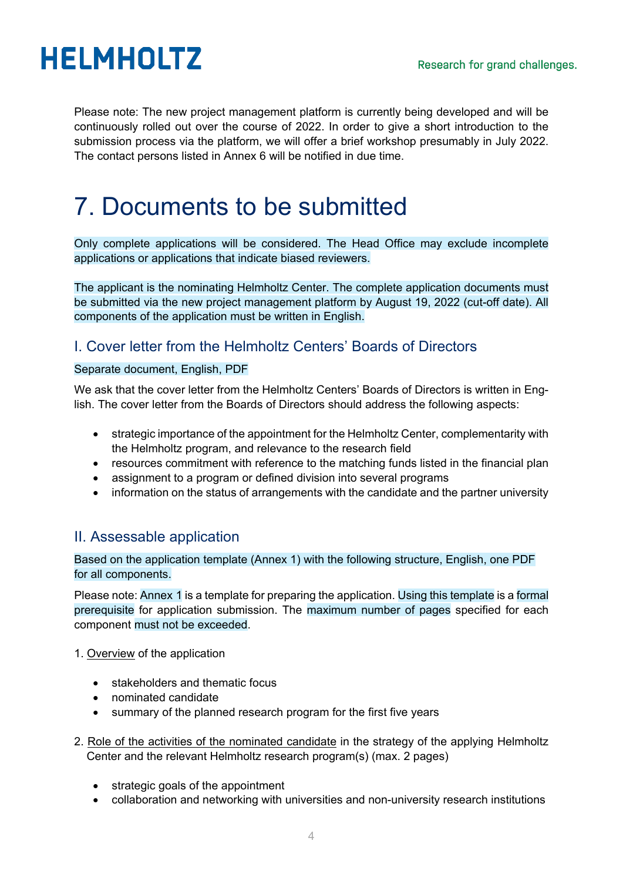Please note: The new project management platform is currently being developed and will be continuously rolled out over the course of 2022. In order to give a short introduction to the submission process via the platform, we will offer a brief workshop presumably in July 2022. The contact persons listed in Annex 6 will be notified in due time.

# 7. Documents to be submitted

Only complete applications will be considered. The Head Office may exclude incomplete applications or applications that indicate biased reviewers.

The applicant is the nominating Helmholtz Center. The complete application documents must be submitted via the new project management platform by August 19, 2022 (cut-off date). All components of the application must be written in English.

## I. Cover letter from the Helmholtz Centers' Boards of Directors

Separate document, English, PDF

We ask that the cover letter from the Helmholtz Centers' Boards of Directors is written in English. The cover letter from the Boards of Directors should address the following aspects:

- strategic importance of the appointment for the Helmholtz Center, complementarity with the Helmholtz program, and relevance to the research field
- resources commitment with reference to the matching funds listed in the financial plan
- assignment to a program or defined division into several programs
- information on the status of arrangements with the candidate and the partner university

## II. Assessable application

Based on the application template (Annex 1) with the following structure, English, one PDF for all components.

Please note: Annex 1 is a template for preparing the application. Using this template is a formal prerequisite for application submission. The maximum number of pages specified for each component must not be exceeded.

1. Overview of the application

- stakeholders and thematic focus
- nominated candidate
- summary of the planned research program for the first five years

2. Role of the activities of the nominated candidate in the strategy of the applying Helmholtz Center and the relevant Helmholtz research program(s) (max. 2 pages)

- strategic goals of the appointment
- collaboration and networking with universities and non-university research institutions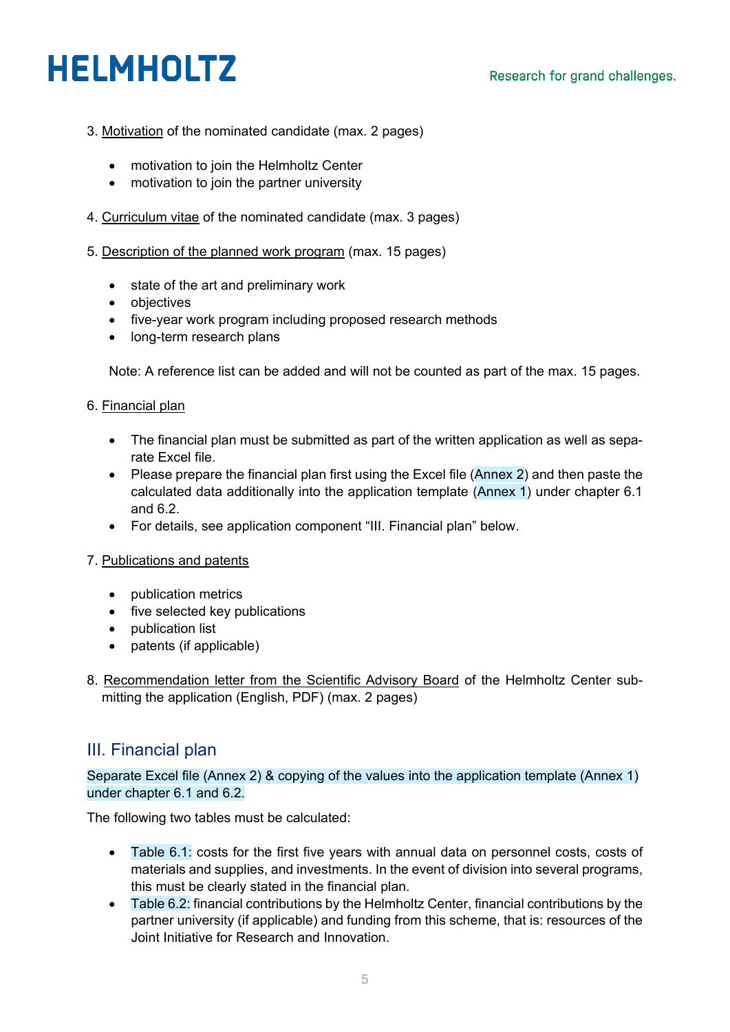3. Motivation of the nominated candidate (max. 2 pages)

   - motivation to join the Helmholtz Center
   - motivation to join the partner university

4. Curriculum vitae of the nominated candidate (max. 3 pages)

5. Description of the planned work program (max. 15 pages)

   - state of the art and preliminary work
   - objectives
   - five-year work program including proposed research methods
   - long-term research plans

   Note: A reference list can be added and will not be counted as part of the max. 15 pages.

6. Financial plan

   - The financial plan must be submitted as part of the written application as well as separate Excel file.
   - Please prepare the financial plan first using the Excel file (Annex 2) and then paste the calculated data additionally into the application template (Annex 1) under chapter 6.1 and 6.2.
   - For details, see application component "III. Financial plan" below.

7. Publications and patents

   - publication metrics
   - five selected key publications
   - publication list
   - patents (if applicable)

8. Recommendation letter from the Scientific Advisory Board of the Helmholtz Center submitting the application (English, PDF) (max. 2 pages)

## III. Financial plan

Separate Excel file (Annex 2) & copying of the values into the application template (Annex 1) under chapter 6.1 and 6.2.

The following two tables must be calculated:

- Table 6.1: costs for the first five years with annual data on personnel costs, costs of materials and supplies, and investments. In the event of division into several programs, this must be clearly stated in the financial plan.
- Table 6.2: financial contributions by the Helmholtz Center, financial contributions by the partner university (if applicable) and funding from this scheme, that is: resources of the Joint Initiative for Research and Innovation.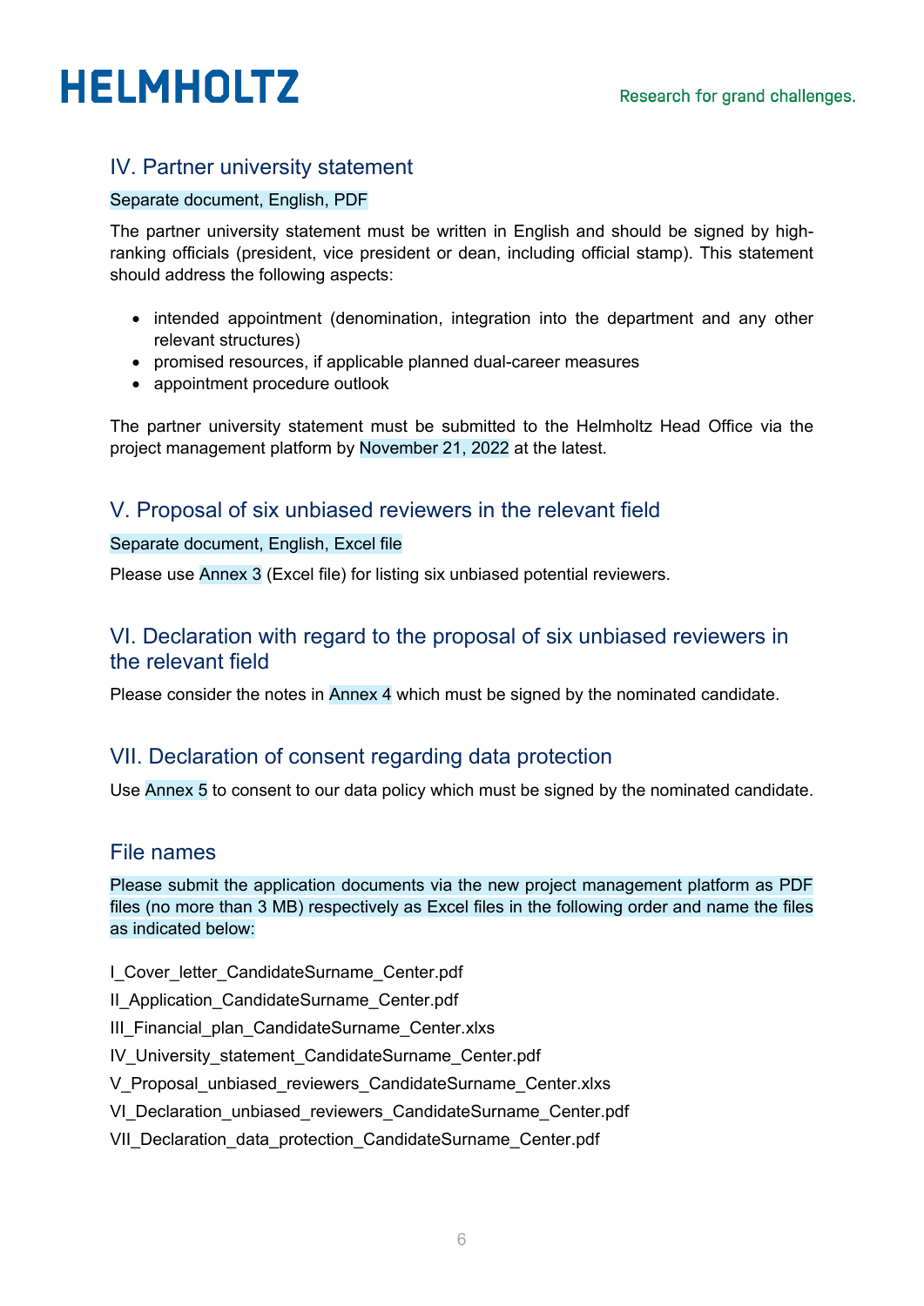## IV. Partner university statement

Separate document, English, PDF

The partner university statement must be written in English and should be signed by high-ranking officials (president, vice president or dean, including official stamp). This statement should address the following aspects:

- intended appointment (denomination, integration into the department and any other relevant structures)
- promised resources, if applicable planned dual-career measures
- appointment procedure outlook

The partner university statement must be submitted to the Helmholtz Head Office via the project management platform by November 21, 2022 at the latest.

## V. Proposal of six unbiased reviewers in the relevant field

Separate document, English, Excel file

Please use Annex 3 (Excel file) for listing six unbiased potential reviewers.

## VI. Declaration with regard to the proposal of six unbiased reviewers in the relevant field

Please consider the notes in Annex 4 which must be signed by the nominated candidate.

## VII. Declaration of consent regarding data protection

Use Annex 5 to consent to our data policy which must be signed by the nominated candidate.

## File names

Please submit the application documents via the new project management platform as PDF files (no more than 3 MB) respectively as Excel files in the following order and name the files as indicated below:

I_Cover_letter_CandidateSurname_Center.pdf

II_Application_CandidateSurname_Center.pdf

III_Financial_plan_CandidateSurname_Center.xlxs

IV_University_statement_CandidateSurname_Center.pdf

V_Proposal_unbiased_reviewers_CandidateSurname_Center.xlxs

VI_Declaration_unbiased_reviewers_CandidateSurname_Center.pdf

VII_Declaration_data_protection_CandidateSurname_Center.pdf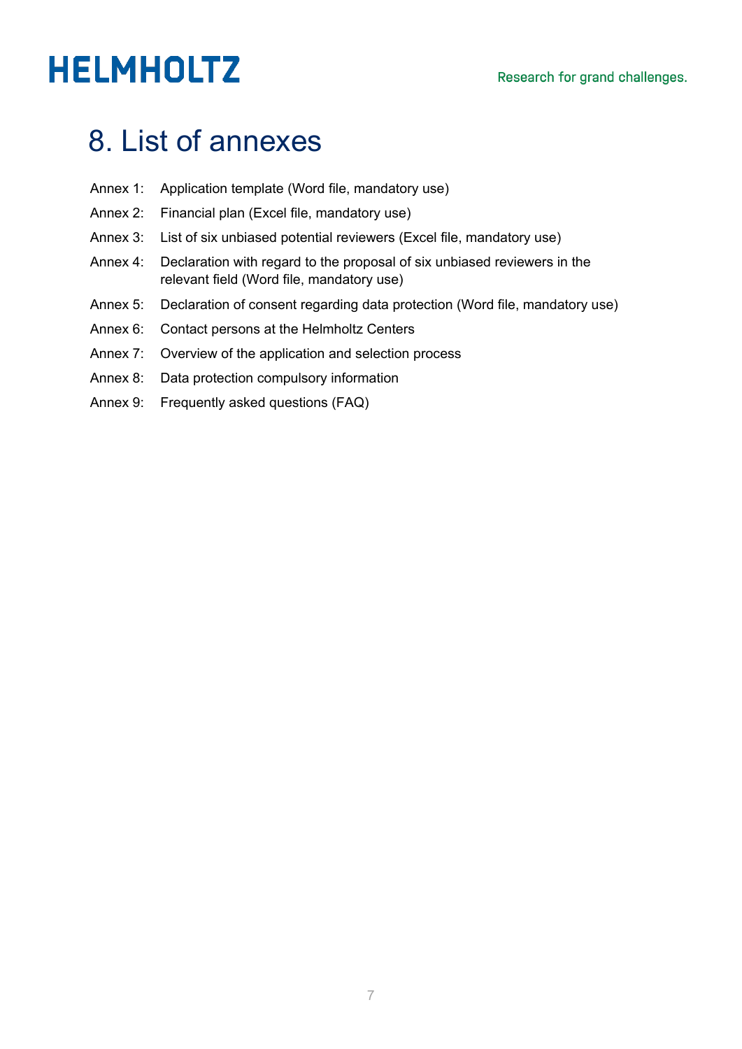# 8. List of annexes

Annex 1: Application template (Word file, mandatory use)

Annex 2: Financial plan (Excel file, mandatory use)

Annex 3: List of six unbiased potential reviewers (Excel file, mandatory use)

Annex 4: Declaration with regard to the proposal of six unbiased reviewers in the relevant field (Word file, mandatory use)

Annex 5: Declaration of consent regarding data protection (Word file, mandatory use)

Annex 6: Contact persons at the Helmholtz Centers

Annex 7: Overview of the application and selection process

Annex 8: Data protection compulsory information

Annex 9: Frequently asked questions (FAQ)